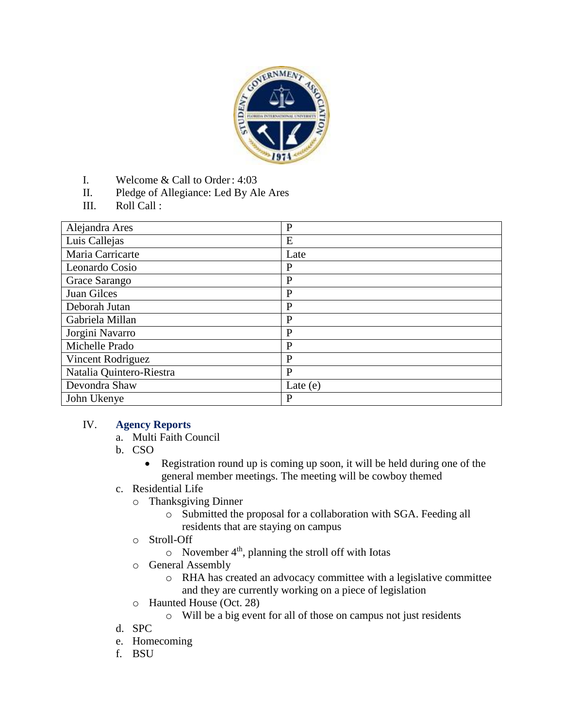I. Welcome & Call to Order: 4:03

II. Pledge of Allegiance: Led By Ale Ares

III. Roll Call :

| | |
|---|---|
| Alejandra Ares | P |
| Luis Callejas | E |
| Maria Carricarte | Late |
| Leonardo Cosio | P |
| Grace Sarango | P |
| Juan Gilces | P |
| Deborah Jutan | P |
| Gabriela Millan | P |
| Jorgini Navarro | P |
| Michelle Prado | P |
| Vincent Rodriguez | P |
| Natalia Quintero-Riestra | P |
| Devondra Shaw | Late (e) |
| John Ukenye | P |

IV. **Agency Reports**

a. Multi Faith Council

b. CSO
   - Registration round up is coming up soon, it will be held during one of the general member meetings. The meeting will be cowboy themed

c. Residential Life
   - Thanksgiving Dinner
     - Submitted the proposal for a collaboration with SGA. Feeding all residents that are staying on campus
   - Stroll-Off
     - November 4th, planning the stroll off with Iotas
   - General Assembly
     - RHA has created an advocacy committee with a legislative committee and they are currently working on a piece of legislation
   - Haunted House (Oct. 28)
     - Will be a big event for all of those on campus not just residents

d. SPC

e. Homecoming

f. BSU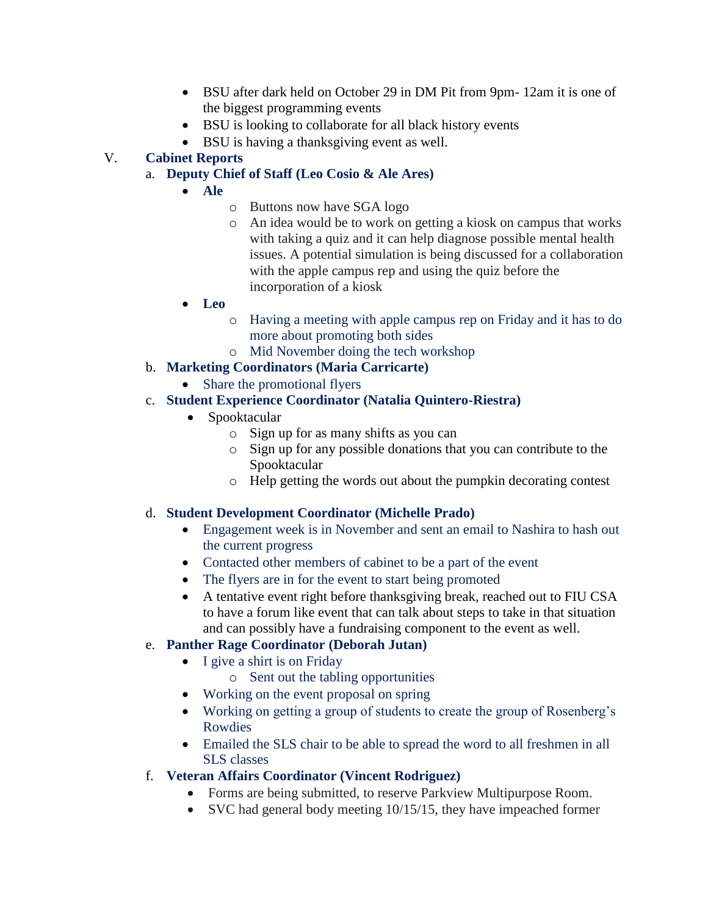- BSU after dark held on October 29 in DM Pit from 9pm- 12am it is one of the biggest programming events
- BSU is looking to collaborate for all black history events
- BSU is having a thanksgiving event as well.

V. **Cabinet Reports**

a. **Deputy Chief of Staff (Leo Cosio & Ale Ares)**

- **Ale**
  - Buttons now have SGA logo
  - An idea would be to work on getting a kiosk on campus that works with taking a quiz and it can help diagnose possible mental health issues. A potential simulation is being discussed for a collaboration with the apple campus rep and using the quiz before the incorporation of a kiosk
- **Leo**
  - Having a meeting with apple campus rep on Friday and it has to do more about promoting both sides
  - Mid November doing the tech workshop

b. **Marketing Coordinators (Maria Carricarte)**

- Share the promotional flyers

c. **Student Experience Coordinator (Natalia Quintero-Riestra)**

- Spooktacular
  - Sign up for as many shifts as you can
  - Sign up for any possible donations that you can contribute to the Spooktacular
  - Help getting the words out about the pumpkin decorating contest

d. **Student Development Coordinator (Michelle Prado)**

- Engagement week is in November and sent an email to Nashira to hash out the current progress
- Contacted other members of cabinet to be a part of the event
- The flyers are in for the event to start being promoted
- A tentative event right before thanksgiving break, reached out to FIU CSA to have a forum like event that can talk about steps to take in that situation and can possibly have a fundraising component to the event as well.

e. **Panther Rage Coordinator (Deborah Jutan)**

- I give a shirt is on Friday
  - Sent out the tabling opportunities
- Working on the event proposal on spring
- Working on getting a group of students to create the group of Rosenberg's Rowdies
- Emailed the SLS chair to be able to spread the word to all freshmen in all SLS classes

f. **Veteran Affairs Coordinator (Vincent Rodriguez)**

- Forms are being submitted, to reserve Parkview Multipurpose Room.
- SVC had general body meeting 10/15/15, they have impeached former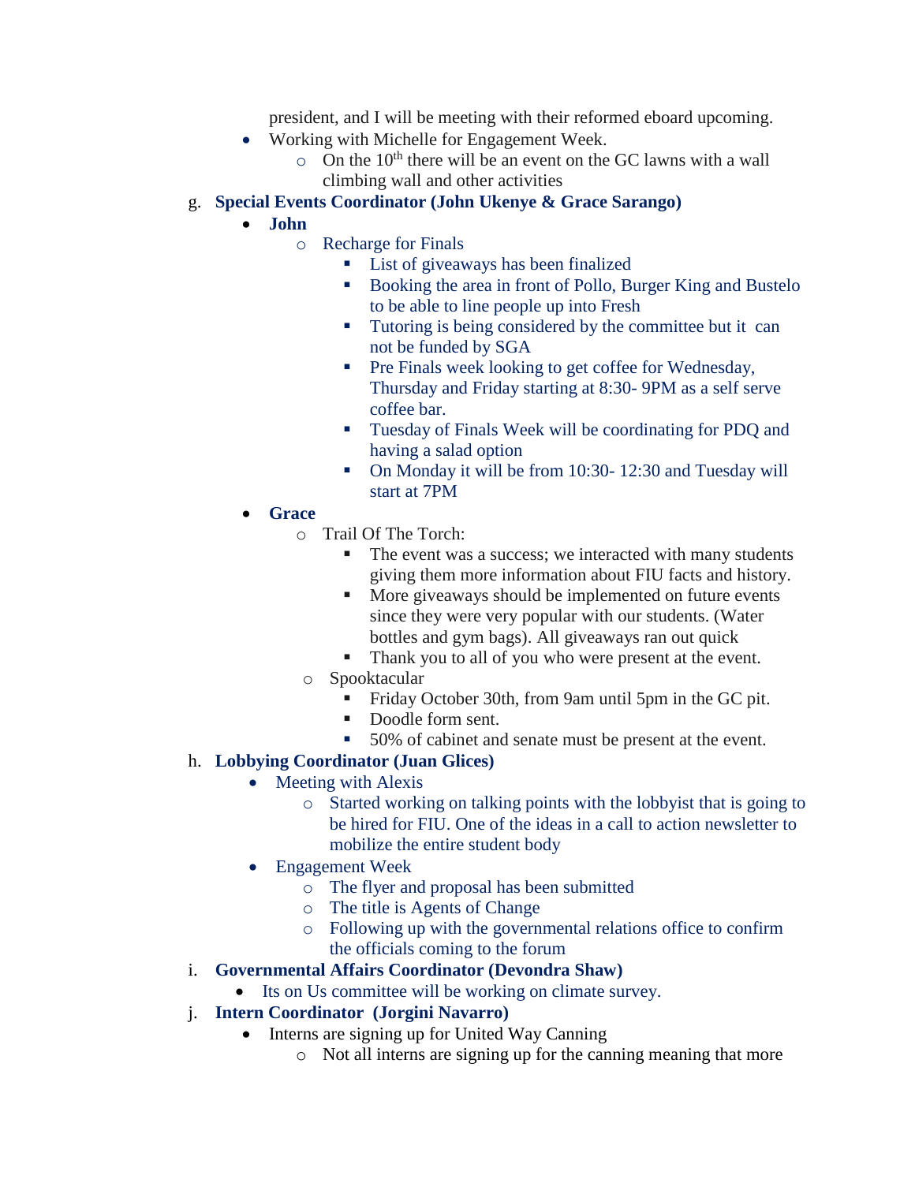president, and I will be meeting with their reformed eboard upcoming.

- Working with Michelle for Engagement Week.
    - On the 10th there will be an event on the GC lawns with a wall climbing wall and other activities

g. **Special Events Coordinator (John Ukenye & Grace Sarango)**

- **John**
    - Recharge for Finals
        - List of giveaways has been finalized
        - Booking the area in front of Pollo, Burger King and Bustelo to be able to line people up into Fresh
        - Tutoring is being considered by the committee but it  can not be funded by SGA
        - Pre Finals week looking to get coffee for Wednesday, Thursday and Friday starting at 8:30- 9PM as a self serve coffee bar.
        - Tuesday of Finals Week will be coordinating for PDQ and having a salad option
        - On Monday it will be from 10:30- 12:30 and Tuesday will start at 7PM
- **Grace**
    - Trail Of The Torch:
        - The event was a success; we interacted with many students giving them more information about FIU facts and history.
        - More giveaways should be implemented on future events since they were very popular with our students. (Water bottles and gym bags). All giveaways ran out quick
        - Thank you to all of you who were present at the event.
    - Spooktacular
        - Friday October 30th, from 9am until 5pm in the GC pit.
        - Doodle form sent.
        - 50% of cabinet and senate must be present at the event.

h. **Lobbying Coordinator (Juan Glices)**

- Meeting with Alexis
    - Started working on talking points with the lobbyist that is going to be hired for FIU. One of the ideas in a call to action newsletter to mobilize the entire student body
- Engagement Week
    - The flyer and proposal has been submitted
    - The title is Agents of Change
    - Following up with the governmental relations office to confirm the officials coming to the forum

i. **Governmental Affairs Coordinator (Devondra Shaw)**

- Its on Us committee will be working on climate survey.

j. **Intern Coordinator  (Jorgini Navarro)**

- Interns are signing up for United Way Canning
    - Not all interns are signing up for the canning meaning that more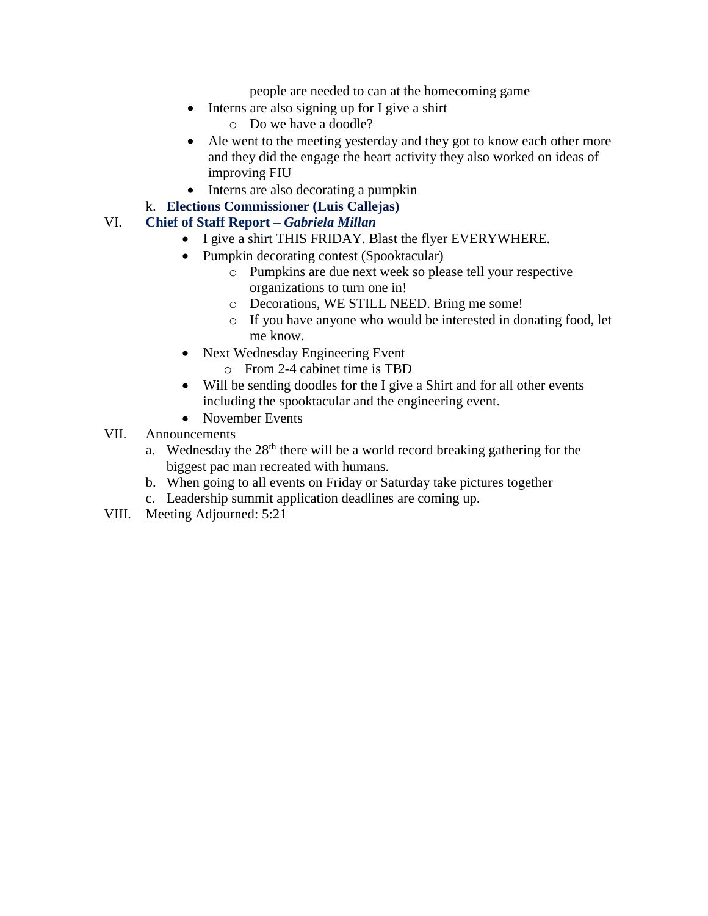people are needed to can at the homecoming game

- Interns are also signing up for I give a shirt
    - Do we have a doodle?
- Ale went to the meeting yesterday and they got to know each other more and they did the engage the heart activity they also worked on ideas of improving FIU
- Interns are also decorating a pumpkin

k. **Elections Commissioner (Luis Callejas)**

VI. **Chief of Staff Report – *Gabriela Millan***

- I give a shirt THIS FRIDAY. Blast the flyer EVERYWHERE.
- Pumpkin decorating contest (Spooktacular)
    - Pumpkins are due next week so please tell your respective organizations to turn one in!
    - Decorations, WE STILL NEED. Bring me some!
    - If you have anyone who would be interested in donating food, let me know.
- Next Wednesday Engineering Event
    - From 2-4 cabinet time is TBD
- Will be sending doodles for the I give a Shirt and for all other events including the spooktacular and the engineering event.
- November Events

VII. Announcements

a. Wednesday the 28th there will be a world record breaking gathering for the biggest pac man recreated with humans.

b. When going to all events on Friday or Saturday take pictures together

c. Leadership summit application deadlines are coming up.

VIII. Meeting Adjourned: 5:21